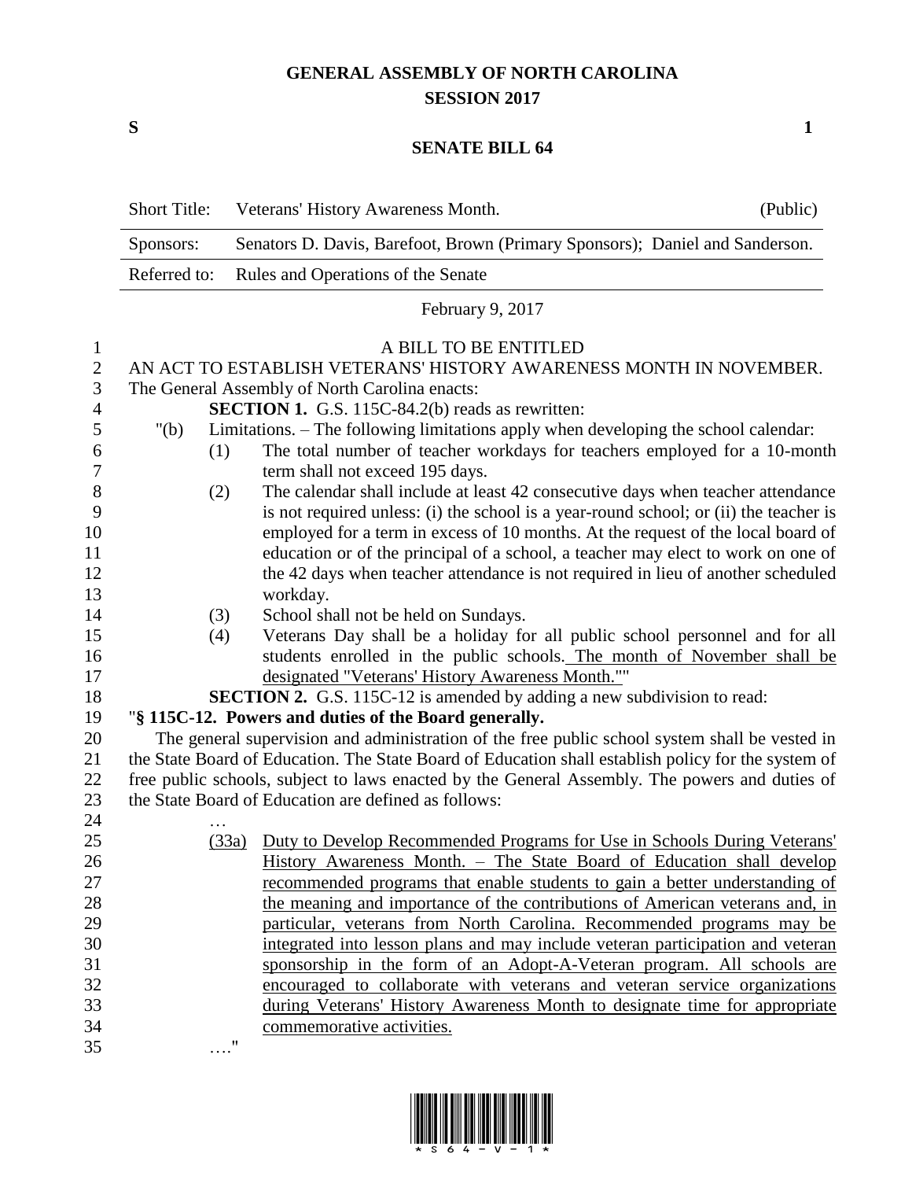# GENERAL ASSEMBLY OF NORTH CAROLINA
## SESSION 2017

**S** **1**

## SENATE BILL 64

| Short Title: | Veterans' History Awareness Month. | (Public) |
|---|---|---|
| Sponsors: | Senators D. Davis, Barefoot, Brown (Primary Sponsors); Daniel and Sanderson. | |
| Referred to: | Rules and Operations of the Senate | |

February 9, 2017

A BILL TO BE ENTITLED

AN ACT TO ESTABLISH VETERANS' HISTORY AWARENESS MONTH IN NOVEMBER.

The General Assembly of North Carolina enacts:

**SECTION 1.** G.S. 115C-84.2(b) reads as rewritten:

"(b) Limitations. – The following limitations apply when developing the school calendar:

(1) The total number of teacher workdays for teachers employed for a 10-month term shall not exceed 195 days.

(2) The calendar shall include at least 42 consecutive days when teacher attendance is not required unless: (i) the school is a year-round school; or (ii) the teacher is employed for a term in excess of 10 months. At the request of the local board of education or of the principal of a school, a teacher may elect to work on one of the 42 days when teacher attendance is not required in lieu of another scheduled workday.

(3) School shall not be held on Sundays.

(4) Veterans Day shall be a holiday for all public school personnel and for all students enrolled in the public schools. <u>The month of November shall be designated "Veterans' History Awareness Month."</u>"

**SECTION 2.** G.S. 115C-12 is amended by adding a new subdivision to read:

"**§ 115C-12. Powers and duties of the Board generally.**

The general supervision and administration of the free public school system shall be vested in the State Board of Education. The State Board of Education shall establish policy for the system of free public schools, subject to laws enacted by the General Assembly. The powers and duties of the State Board of Education are defined as follows:

…

<u>(33a) Duty to Develop Recommended Programs for Use in Schools During Veterans' History Awareness Month. – The State Board of Education shall develop recommended programs that enable students to gain a better understanding of the meaning and importance of the contributions of American veterans and, in particular, veterans from North Carolina. Recommended programs may be integrated into lesson plans and may include veteran participation and veteran sponsorship in the form of an Adopt-A-Veteran program. All schools are encouraged to collaborate with veterans and veteran service organizations during Veterans' History Awareness Month to designate time for appropriate commemorative activities.</u>

…."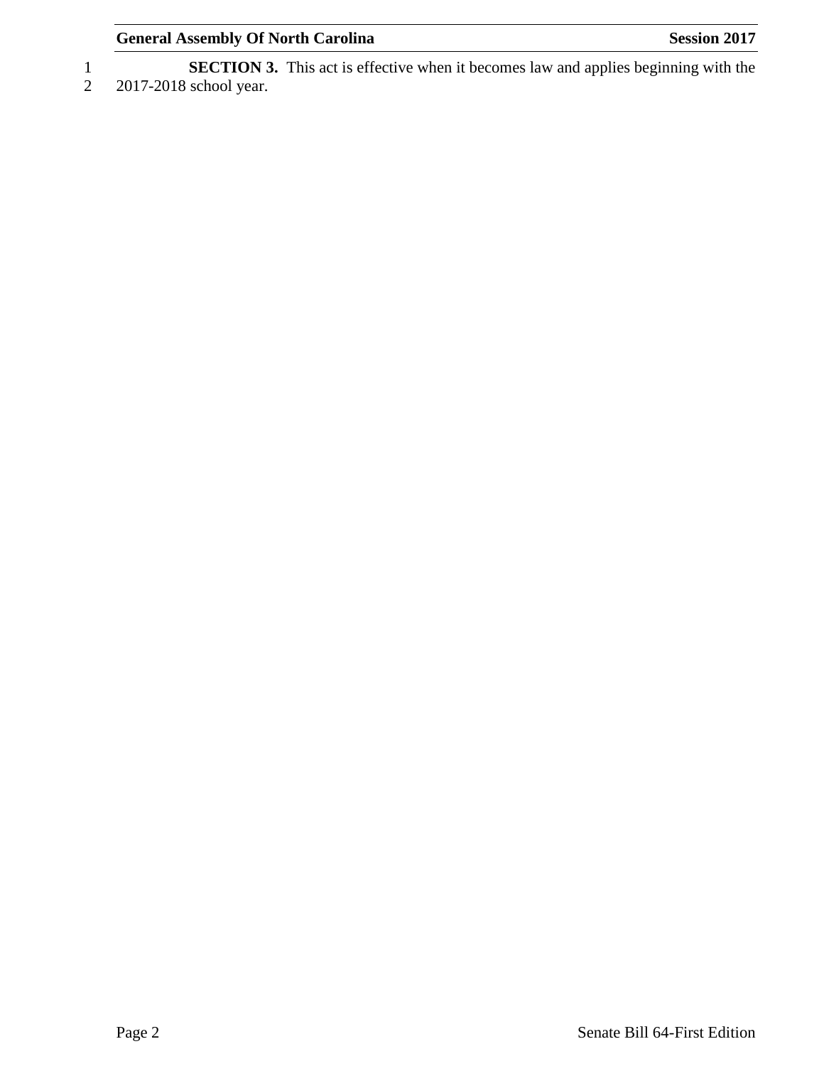**SECTION 3.** This act is effective when it becomes law and applies beginning with the 2017-2018 school year.